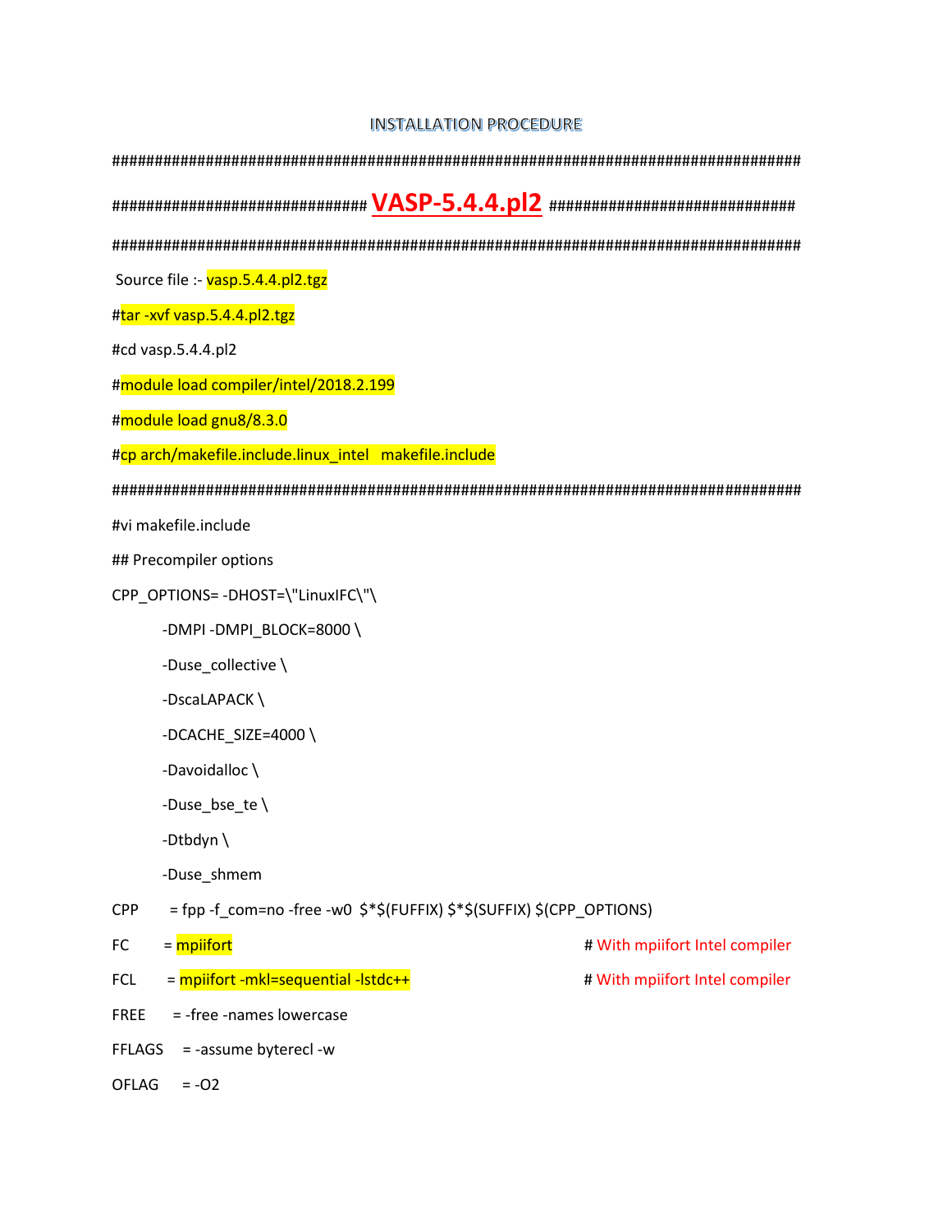INSTALLATION PROCEDURE

######################################################################################

############################### **VASP-5.4.4.pl2** ###############################

######################################################################################

Source file :- vasp.5.4.4.pl2.tgz

#tar -xvf vasp.5.4.4.pl2.tgz

#cd vasp.5.4.4.pl2

#module load compiler/intel/2018.2.199

#module load gnu8/8.3.0

#cp arch/makefile.include.linux_intel   makefile.include

######################################################################################

#vi makefile.include

```
## Precompiler options
CPP_OPTIONS= -DHOST=\"LinuxIFC\"\
         -DMPI -DMPI_BLOCK=8000 \
         -Duse_collective \
         -DscaLAPACK \
         -DCACHE_SIZE=4000 \
         -Davoidalloc \
         -Duse_bse_te \
         -Dtbdyn \
         -Duse_shmem
CPP      = fpp -f_com=no -free -w0  $*$(FUFFIX) $*$(SUFFIX) $(CPP_OPTIONS)
FC       = mpiifort                                    # With mpiifort Intel compiler
FCL      = mpiifort -mkl=sequential -lstdc++           # With mpiifort Intel compiler
FREE     = -free -names lowercase
FFLAGS   = -assume byterecl -w
OFLAG    = -O2
```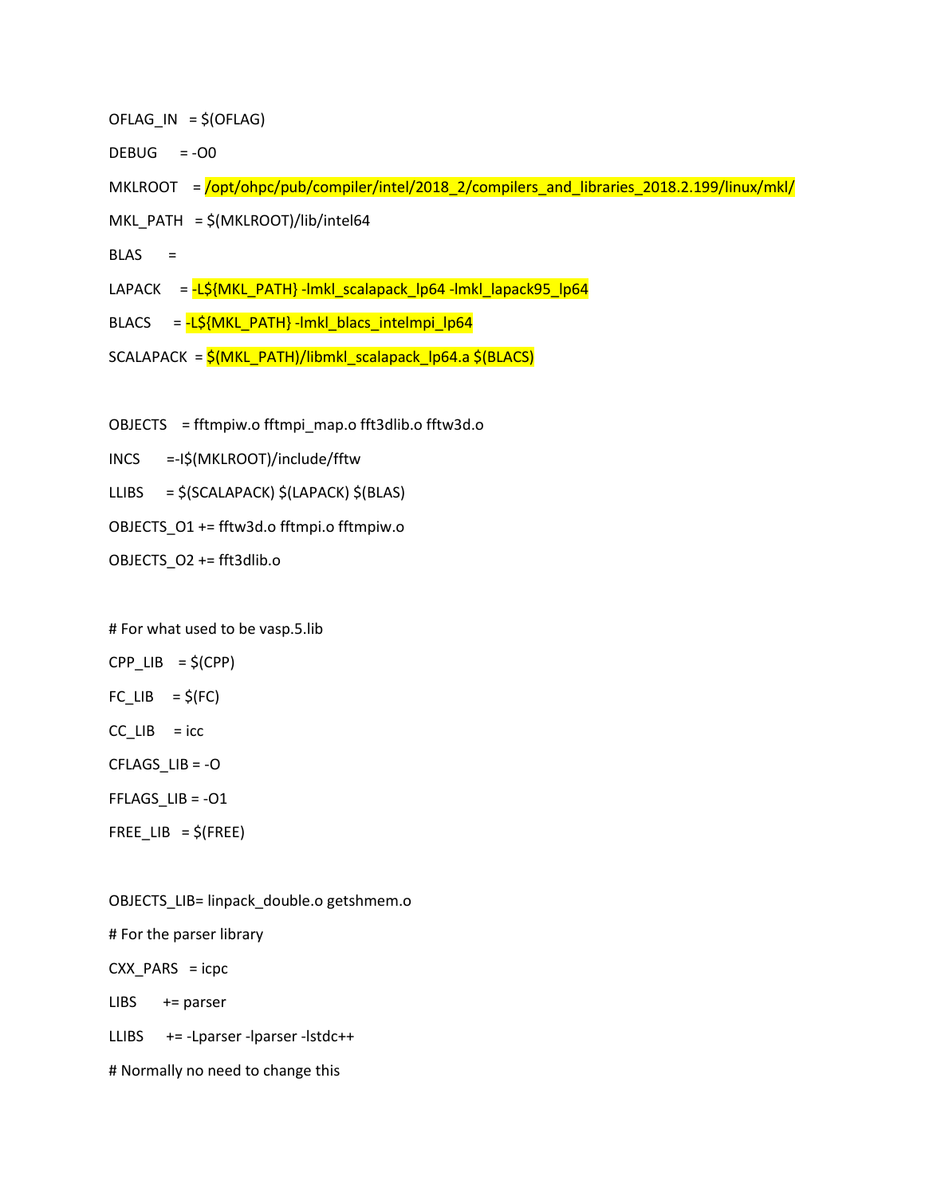```
OFLAG_IN   = $(OFLAG)

DEBUG      = -O0

MKLROOT    = /opt/ohpc/pub/compiler/intel/2018_2/compilers_and_libraries_2018.2.199/linux/mkl/

MKL_PATH   = $(MKLROOT)/lib/intel64

BLAS       =

LAPACK     = -L${MKL_PATH} -lmkl_scalapack_lp64 -lmkl_lapack95_lp64

BLACS      = -L${MKL_PATH} -lmkl_blacs_intelmpi_lp64

SCALAPACK  = $(MKL_PATH)/libmkl_scalapack_lp64.a $(BLACS)


OBJECTS    = fftmpiw.o fftmpi_map.o fft3dlib.o fftw3d.o

INCS       =-I$(MKLROOT)/include/fftw

LLIBS      = $(SCALAPACK) $(LAPACK) $(BLAS)

OBJECTS_O1 += fftw3d.o fftmpi.o fftmpiw.o

OBJECTS_O2 += fft3dlib.o


# For what used to be vasp.5.lib

CPP_LIB    = $(CPP)

FC_LIB     = $(FC)

CC_LIB     = icc

CFLAGS_LIB = -O

FFLAGS_LIB = -O1

FREE_LIB   = $(FREE)


OBJECTS_LIB= linpack_double.o getshmem.o

# For the parser library

CXX_PARS   = icpc

LIBS       += parser

LLIBS      += -Lparser -lparser -lstdc++

# Normally no need to change this
```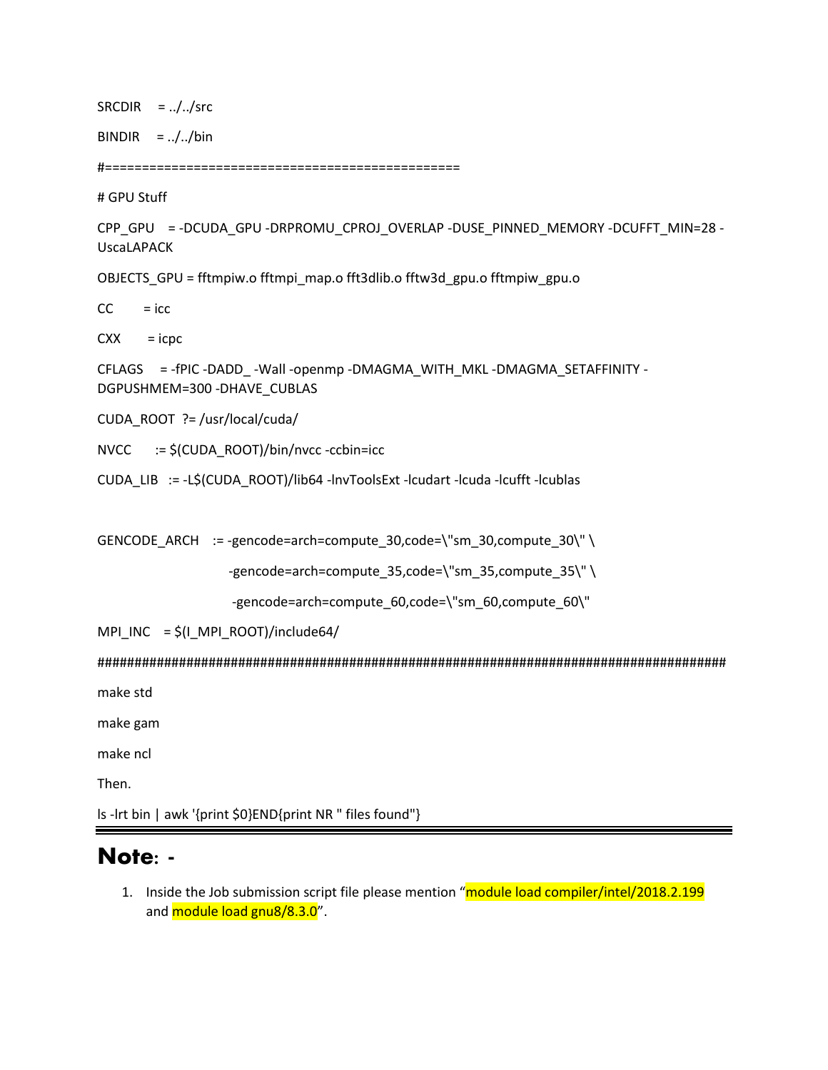```
SRCDIR    = ../../src

BINDIR    = ../../bin

#================================================

# GPU Stuff

CPP_GPU    = -DCUDA_GPU -DRPROMU_CPROJ_OVERLAP -DUSE_PINNED_MEMORY -DCUFFT_MIN=28 -UscaLAPACK

OBJECTS_GPU = fftmpiw.o fftmpi_map.o fft3dlib.o fftw3d_gpu.o fftmpiw_gpu.o

CC        = icc

CXX       = icpc

CFLAGS     = -fPIC -DADD_ -Wall -openmp -DMAGMA_WITH_MKL -DMAGMA_SETAFFINITY -DGPUSHMEM=300 -DHAVE_CUBLAS

CUDA_ROOT  ?= /usr/local/cuda/

NVCC      := $(CUDA_ROOT)/bin/nvcc -ccbin=icc

CUDA_LIB   := -L$(CUDA_ROOT)/lib64 -lnvToolsExt -lcudart -lcuda -lcufft -lcublas


GENCODE_ARCH    := -gencode=arch=compute_30,code=\"sm_30,compute_30\" \

                   -gencode=arch=compute_35,code=\"sm_35,compute_35\" \

                   -gencode=arch=compute_60,code=\"sm_60,compute_60\"

MPI_INC    = $(I_MPI_ROOT)/include64/

###########################################################################################

make std

make gam

make ncl

Then.

ls -lrt bin | awk '{print $0}END{print NR " files found"}
```

---

## Note: -

1. Inside the Job submission script file please mention "module load compiler/intel/2018.2.199 and module load gnu8/8.3.0".